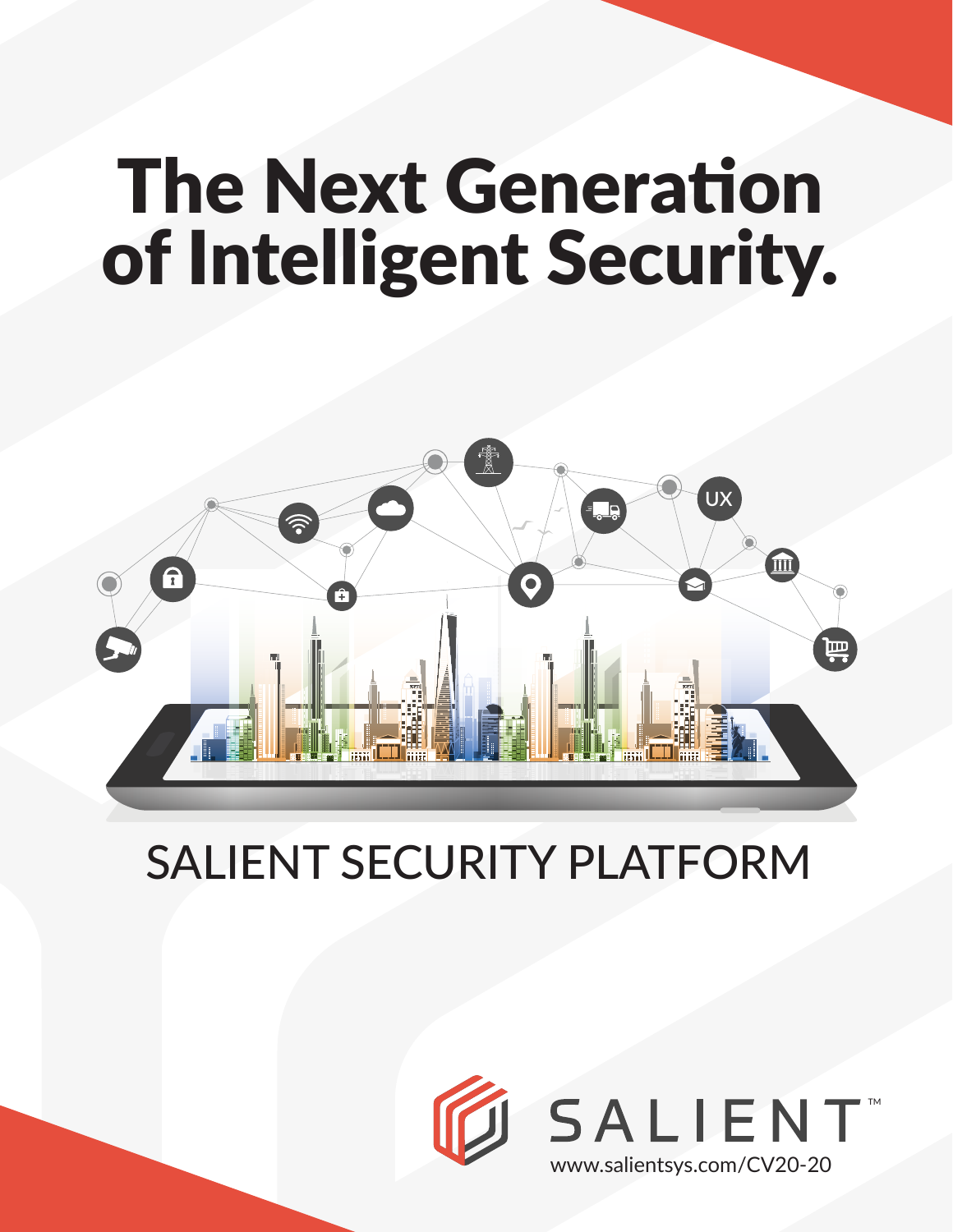# The Next Generation of Intelligent Security.

UX

SALIENT SECURITY PLATFORM

SALIENT™

www.salientsys.com/CV20-20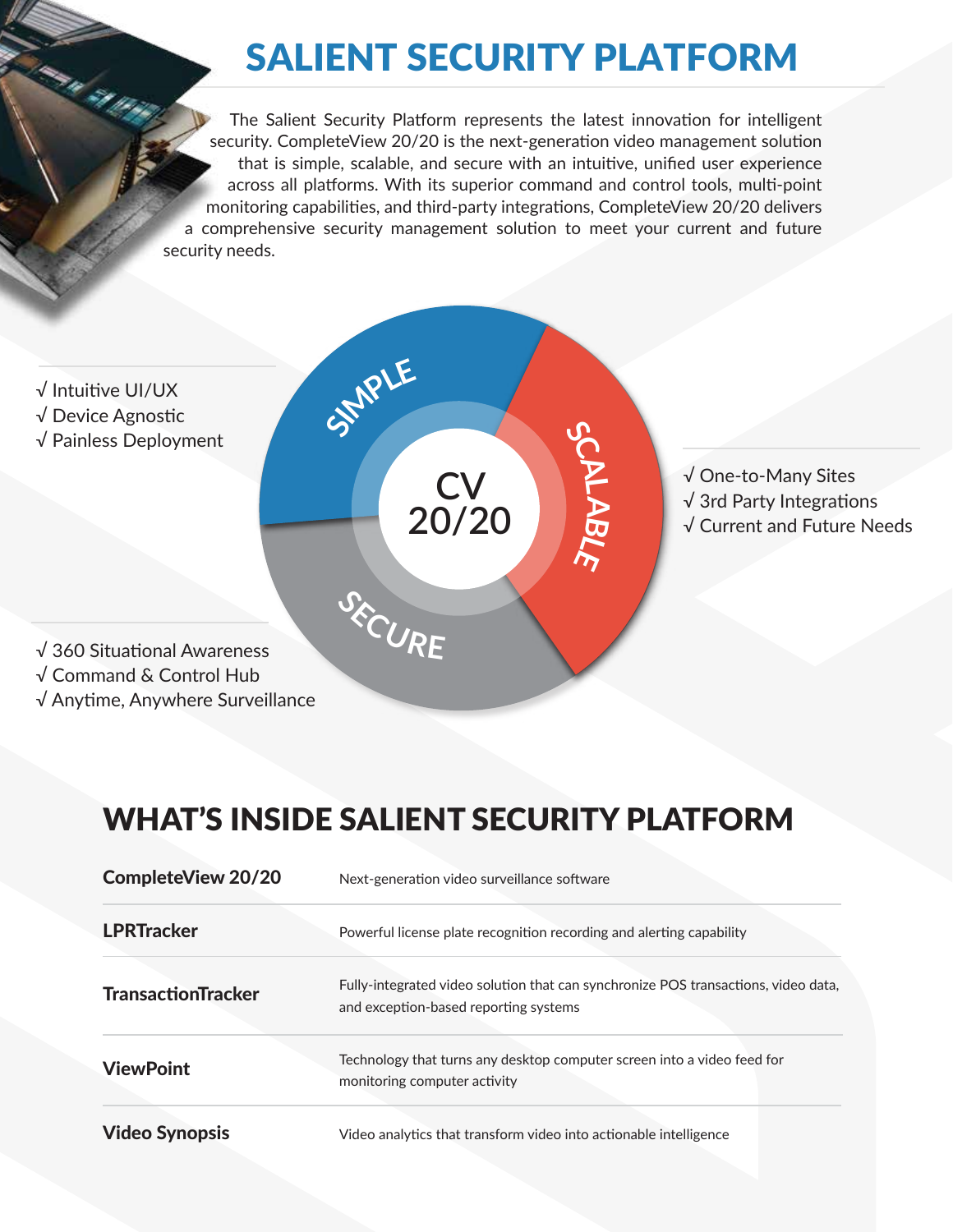# SALIENT SECURITY PLATFORM

The Salient Security Platform represents the latest innovation for intelligent security. CompleteView 20/20 is the next-generation video management solution that is simple, scalable, and secure with an intuitive, unified user experience across all platforms. With its superior command and control tools, multi-point monitoring capabilities, and third-party integrations, CompleteView 20/20 delivers a comprehensive security management solution to meet your current and future security needs.

CV 20/20

SIMPLE

- √ Intuitive UI/UX
- √ Device Agnostic
- √ Painless Deployment

SCALABLE

- √ One-to-Many Sites
- √ 3rd Party Integrations
- √ Current and Future Needs

SECURE

- √ 360 Situational Awareness
- √ Command & Control Hub
- √ Anytime, Anywhere Surveillance

# WHAT'S INSIDE SALIENT SECURITY PLATFORM

| | |
|---|---|
| **CompleteView 20/20** | Next-generation video surveillance software |
| **LPRTracker** | Powerful license plate recognition recording and alerting capability |
| **TransactionTracker** | Fully-integrated video solution that can synchronize POS transactions, video data, and exception-based reporting systems |
| **ViewPoint** | Technology that turns any desktop computer screen into a video feed for monitoring computer activity |
| **Video Synopsis** | Video analytics that transform video into actionable intelligence |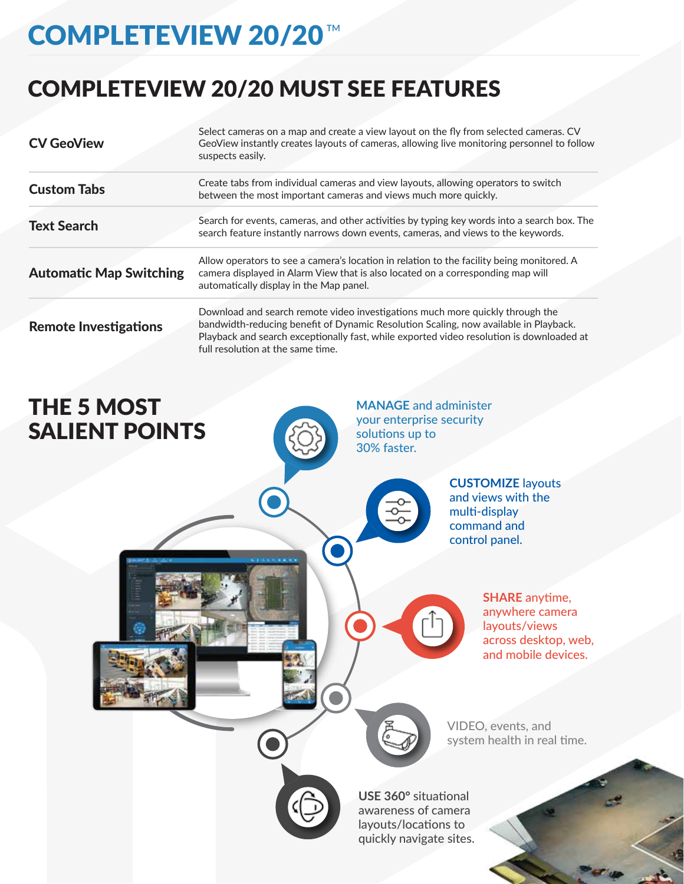# COMPLETEVIEW 20/20™

## COMPLETEVIEW 20/20 MUST SEE FEATURES

| | |
|---|---|
| **CV GeoView** | Select cameras on a map and create a view layout on the fly from selected cameras. CV GeoView instantly creates layouts of cameras, allowing live monitoring personnel to follow suspects easily. |
| **Custom Tabs** | Create tabs from individual cameras and view layouts, allowing operators to switch between the most important cameras and views much more quickly. |
| **Text Search** | Search for events, cameras, and other activities by typing key words into a search box. The search feature instantly narrows down events, cameras, and views to the keywords. |
| **Automatic Map Switching** | Allow operators to see a camera's location in relation to the facility being monitored. A camera displayed in Alarm View that is also located on a corresponding map will automatically display in the Map panel. |
| **Remote Investigations** | Download and search remote video investigations much more quickly through the bandwidth-reducing benefit of Dynamic Resolution Scaling, now available in Playback. Playback and search exceptionally fast, while exported video resolution is downloaded at full resolution at the same time. |

## THE 5 MOST SALIENT POINTS

**MANAGE** and administer your enterprise security solutions up to 30% faster.

**CUSTOMIZE** layouts and views with the multi-display command and control panel.

**SHARE** anytime, anywhere camera layouts/views across desktop, web, and mobile devices.

VIDEO, events, and system health in real time.

**USE 360°** situational awareness of camera layouts/locations to quickly navigate sites.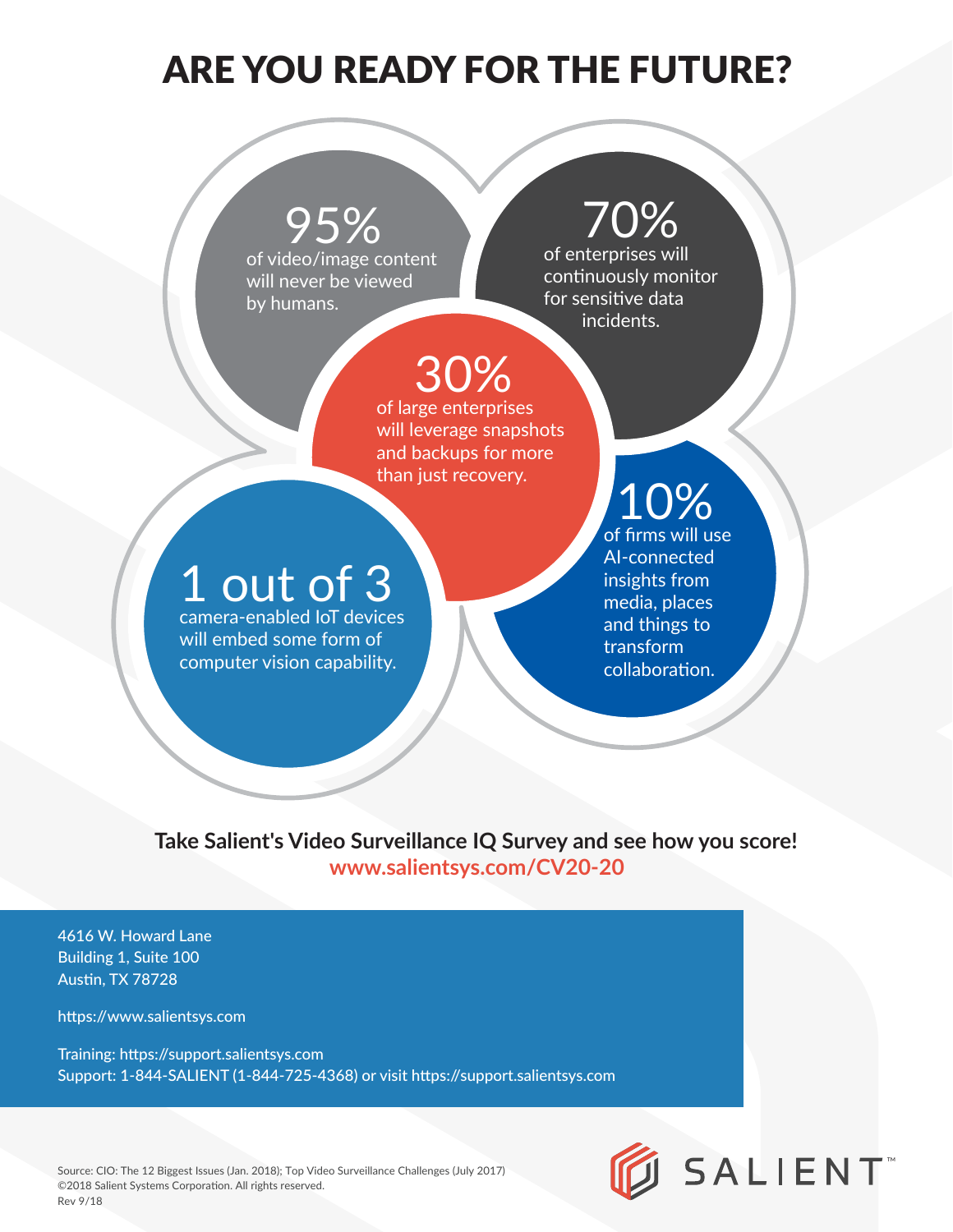# ARE YOU READY FOR THE FUTURE?

**95%**
of video/image content will never be viewed by humans.

**70%**
of enterprises will continuously monitor for sensitive data incidents.

**30%**
of large enterprises will leverage snapshots and backups for more than just recovery.

**10%**
of firms will use AI-connected insights from media, places and things to transform collaboration.

**1 out of 3**
camera-enabled IoT devices will embed some form of computer vision capability.

**Take Salient's Video Surveillance IQ Survey and see how you score!**
**www.salientsys.com/CV20-20**

4616 W. Howard Lane
Building 1, Suite 100
Austin, TX 78728

https://www.salientsys.com

Training: https://support.salientsys.com
Support: 1-844-SALIENT (1-844-725-4368) or visit https://support.salientsys.com

Source: CIO: The 12 Biggest Issues (Jan. 2018); Top Video Surveillance Challenges (July 2017)
©2018 Salient Systems Corporation. All rights reserved.
Rev 9/18

SALIENT™